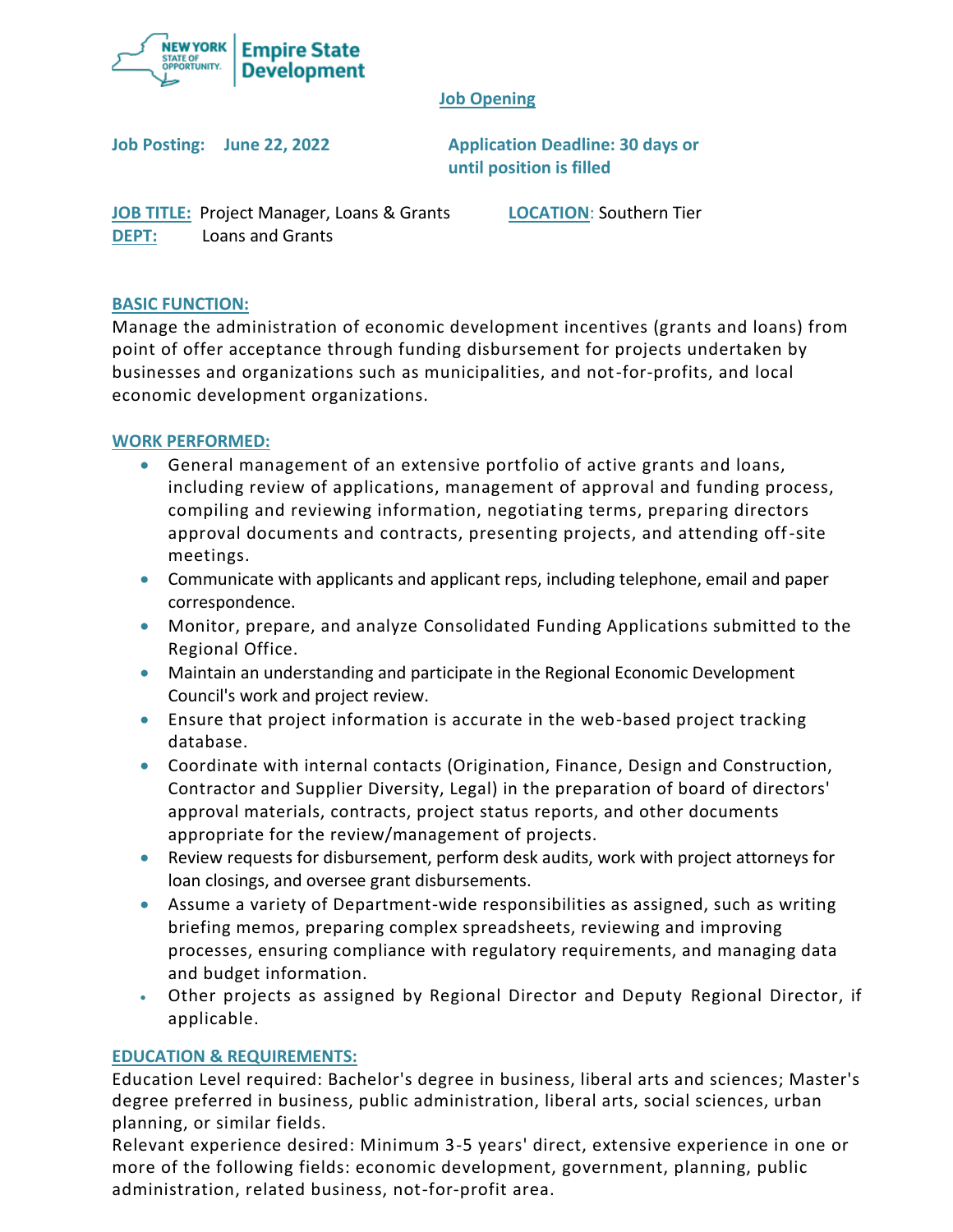NEW YORK STATE OF OPPORTUNITY. | Empire State Development

## Job Opening

**Job Posting: June 22, 2022**

**Application Deadline: 30 days or until position is filled**

**JOB TITLE:** Project Manager, Loans & Grants

**LOCATION**: Southern Tier

**DEPT:** Loans and Grants

### BASIC FUNCTION:

Manage the administration of economic development incentives (grants and loans) from point of offer acceptance through funding disbursement for projects undertaken by businesses and organizations such as municipalities, and not-for-profits, and local economic development organizations.

### WORK PERFORMED:

- General management of an extensive portfolio of active grants and loans, including review of applications, management of approval and funding process, compiling and reviewing information, negotiating terms, preparing directors approval documents and contracts, presenting projects, and attending off-site meetings.
- Communicate with applicants and applicant reps, including telephone, email and paper correspondence.
- Monitor, prepare, and analyze Consolidated Funding Applications submitted to the Regional Office.
- Maintain an understanding and participate in the Regional Economic Development Council's work and project review.
- Ensure that project information is accurate in the web-based project tracking database.
- Coordinate with internal contacts (Origination, Finance, Design and Construction, Contractor and Supplier Diversity, Legal) in the preparation of board of directors' approval materials, contracts, project status reports, and other documents appropriate for the review/management of projects.
- Review requests for disbursement, perform desk audits, work with project attorneys for loan closings, and oversee grant disbursements.
- Assume a variety of Department-wide responsibilities as assigned, such as writing briefing memos, preparing complex spreadsheets, reviewing and improving processes, ensuring compliance with regulatory requirements, and managing data and budget information.
- Other projects as assigned by Regional Director and Deputy Regional Director, if applicable.

### EDUCATION & REQUIREMENTS:

Education Level required: Bachelor's degree in business, liberal arts and sciences; Master's degree preferred in business, public administration, liberal arts, social sciences, urban planning, or similar fields.

Relevant experience desired: Minimum 3-5 years' direct, extensive experience in one or more of the following fields: economic development, government, planning, public administration, related business, not-for-profit area.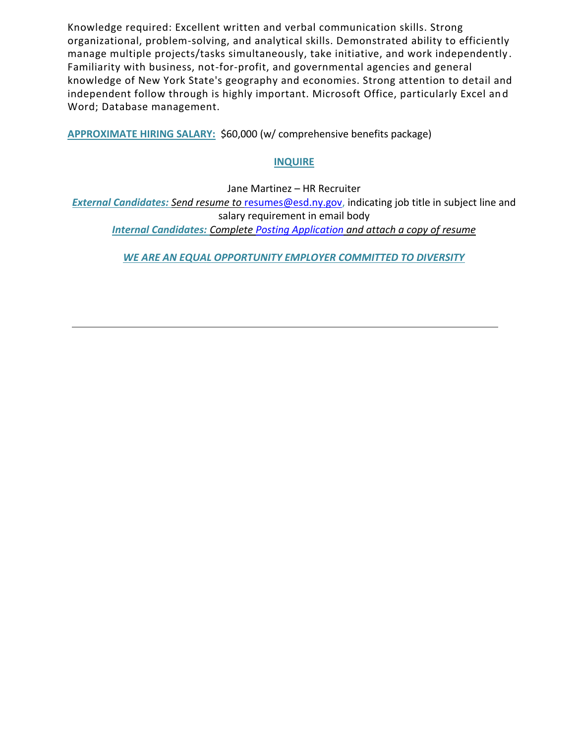Knowledge required: Excellent written and verbal communication skills. Strong organizational, problem-solving, and analytical skills. Demonstrated ability to efficiently manage multiple projects/tasks simultaneously, take initiative, and work independently. Familiarity with business, not-for-profit, and governmental agencies and general knowledge of New York State's geography and economies. Strong attention to detail and independent follow through is highly important. Microsoft Office, particularly Excel and Word; Database management.

**APPROXIMATE HIRING SALARY:** $60,000 (w/ comprehensive benefits package)

**INQUIRE**

Jane Martinez – HR Recruiter

***External Candidates:*** *Send resume to* resumes@esd.ny.gov, indicating job title in subject line and salary requirement in email body

***Internal Candidates:*** *Complete Posting Application and attach a copy of resume*

***WE ARE AN EQUAL OPPORTUNITY EMPLOYER COMMITTED TO DIVERSITY***

---